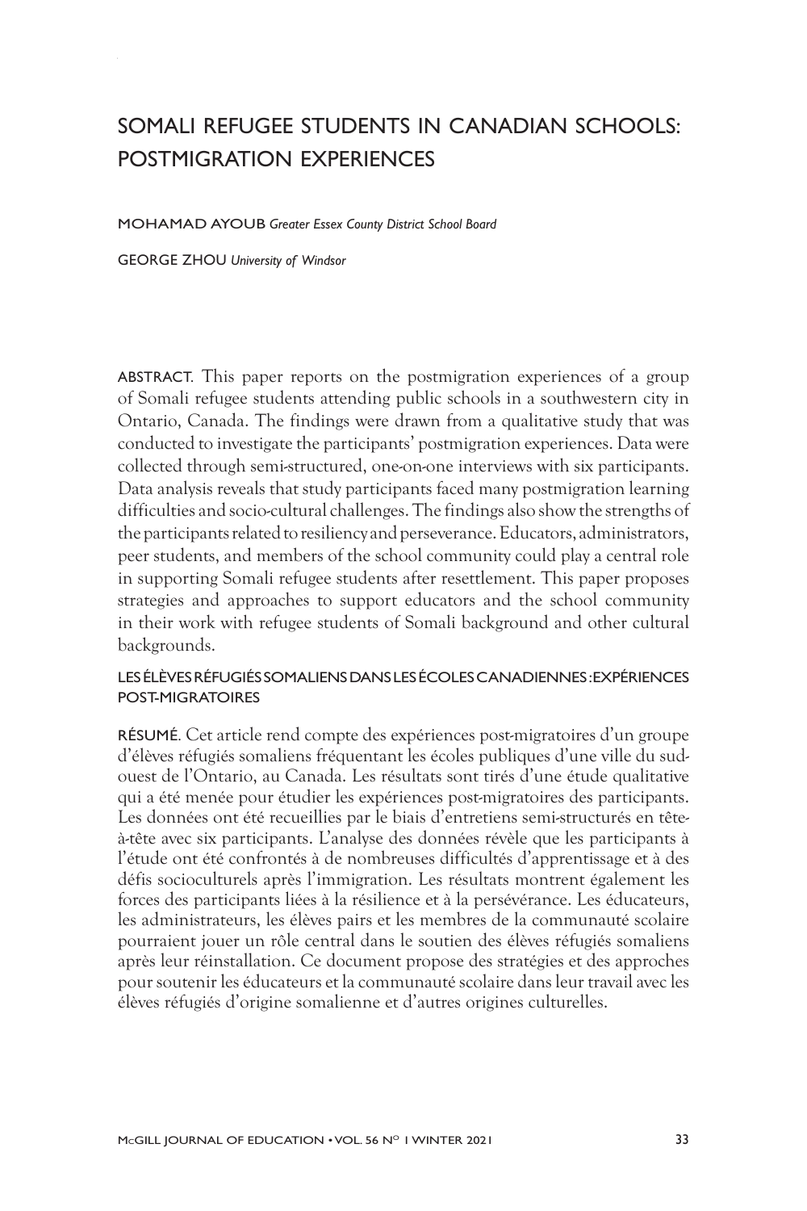# SOMALI REFUGEE STUDENTS IN CANADIAN SCHOOLS: POSTMIGRATION EXPERIENCES

MOHAMAD AYOUB *Greater Essex County District School Board*

GEORGE ZHOU *University of Windsor*

ABSTRACT. This paper reports on the postmigration experiences of a group of Somali refugee students attending public schools in a southwestern city in Ontario, Canada. The findings were drawn from a qualitative study that was conducted to investigate the participants' postmigration experiences. Data were collected through semi-structured, one-on-one interviews with six participants. Data analysis reveals that study participants faced many postmigration learning difficulties and socio-cultural challenges. The findings also show the strengths of the participants related to resiliency and perseverance. Educators, administrators, peer students, and members of the school community could play a central role in supporting Somali refugee students after resettlement. This paper proposes strategies and approaches to support educators and the school community in their work with refugee students of Somali background and other cultural backgrounds.

## LES ÉLÈVES RÉFUGIÉS SOMALIENS DANS LES ÉCOLES CANADIENNES : EXPÉRIENCES POST-MIGRATOIRES

RÉSUMÉ. Cet article rend compte des expériences post-migratoires d'un groupe d'élèves réfugiés somaliens fréquentant les écoles publiques d'une ville du sud-ouest de l'Ontario, au Canada. Les résultats sont tirés d'une étude qualitative qui a été menée pour étudier les expériences post-migratoires des participants. Les données ont été recueillies par le biais d'entretiens semi-structurés en tête-à-tête avec six participants. L'analyse des données révèle que les participants à l'étude ont été confrontés à de nombreuses difficultés d'apprentissage et à des défis socioculturels après l'immigration. Les résultats montrent également les forces des participants liées à la résilience et à la persévérance. Les éducateurs, les administrateurs, les élèves pairs et les membres de la communauté scolaire pourraient jouer un rôle central dans le soutien des élèves réfugiés somaliens après leur réinstallation. Ce document propose des stratégies et des approches pour soutenir les éducateurs et la communauté scolaire dans leur travail avec les élèves réfugiés d'origine somalienne et d'autres origines culturelles.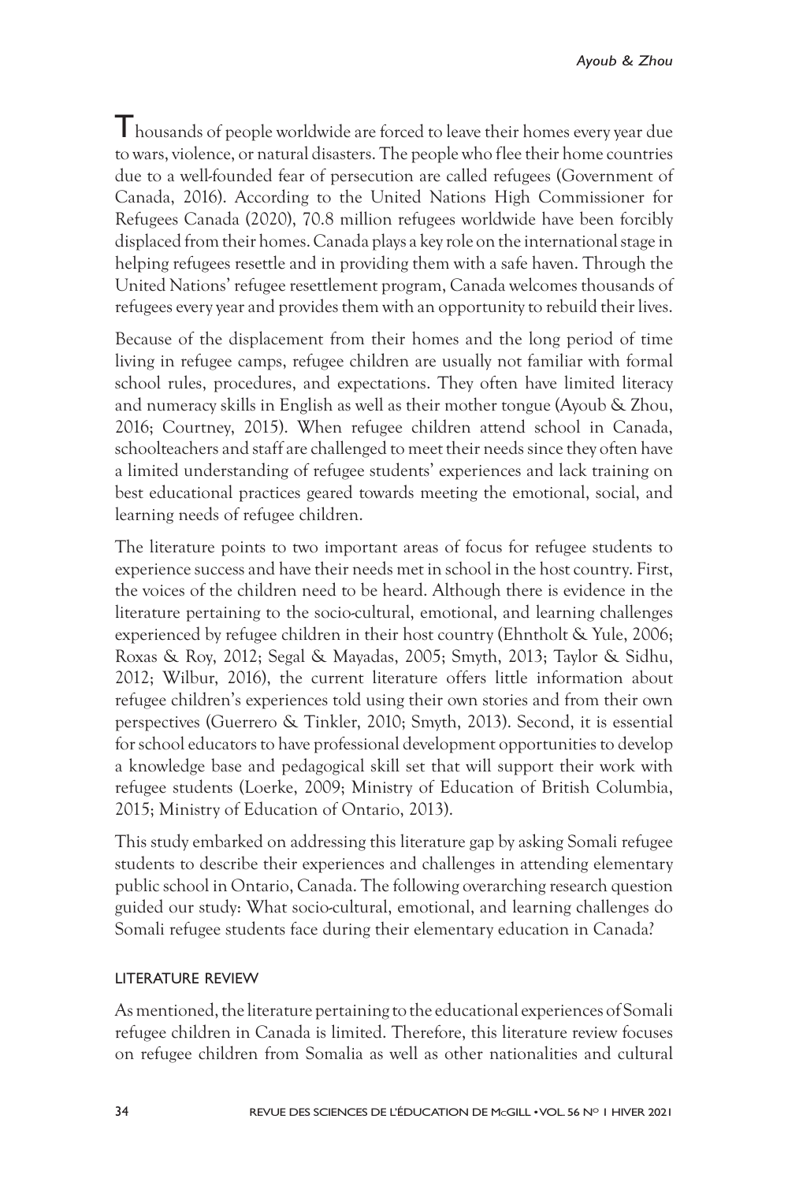Thousands of people worldwide are forced to leave their homes every year due to wars, violence, or natural disasters. The people who flee their home countries due to a well-founded fear of persecution are called refugees (Government of Canada, 2016). According to the United Nations High Commissioner for Refugees Canada (2020), 70.8 million refugees worldwide have been forcibly displaced from their homes. Canada plays a key role on the international stage in helping refugees resettle and in providing them with a safe haven. Through the United Nations' refugee resettlement program, Canada welcomes thousands of refugees every year and provides them with an opportunity to rebuild their lives.

Because of the displacement from their homes and the long period of time living in refugee camps, refugee children are usually not familiar with formal school rules, procedures, and expectations. They often have limited literacy and numeracy skills in English as well as their mother tongue (Ayoub & Zhou, 2016; Courtney, 2015). When refugee children attend school in Canada, schoolteachers and staff are challenged to meet their needs since they often have a limited understanding of refugee students' experiences and lack training on best educational practices geared towards meeting the emotional, social, and learning needs of refugee children.

The literature points to two important areas of focus for refugee students to experience success and have their needs met in school in the host country. First, the voices of the children need to be heard. Although there is evidence in the literature pertaining to the socio-cultural, emotional, and learning challenges experienced by refugee children in their host country (Ehntholt & Yule, 2006; Roxas & Roy, 2012; Segal & Mayadas, 2005; Smyth, 2013; Taylor & Sidhu, 2012; Wilbur, 2016), the current literature offers little information about refugee children's experiences told using their own stories and from their own perspectives (Guerrero & Tinkler, 2010; Smyth, 2013). Second, it is essential for school educators to have professional development opportunities to develop a knowledge base and pedagogical skill set that will support their work with refugee students (Loerke, 2009; Ministry of Education of British Columbia, 2015; Ministry of Education of Ontario, 2013).

This study embarked on addressing this literature gap by asking Somali refugee students to describe their experiences and challenges in attending elementary public school in Ontario, Canada. The following overarching research question guided our study: What socio-cultural, emotional, and learning challenges do Somali refugee students face during their elementary education in Canada?

## LITERATURE REVIEW

As mentioned, the literature pertaining to the educational experiences of Somali refugee children in Canada is limited. Therefore, this literature review focuses on refugee children from Somalia as well as other nationalities and cultural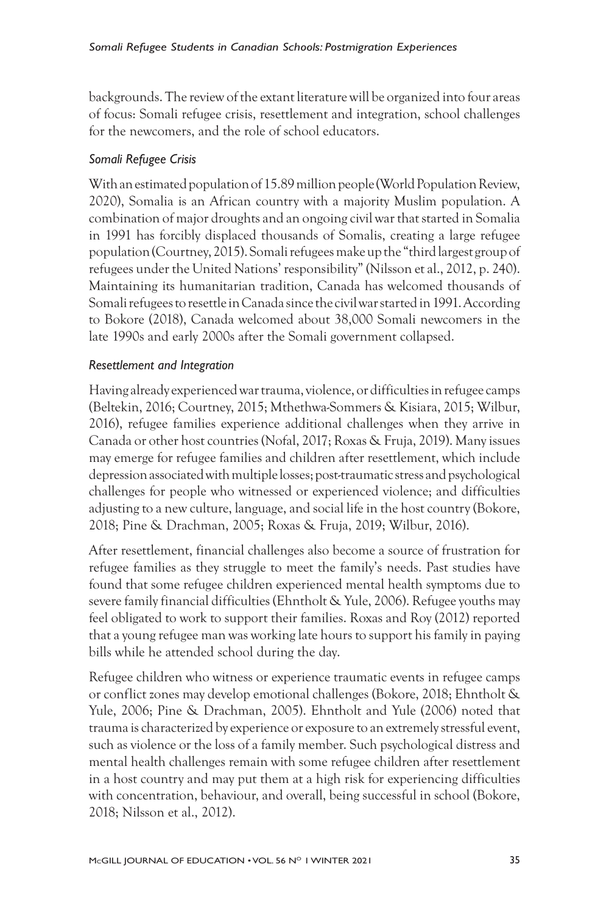backgrounds. The review of the extant literature will be organized into four areas of focus: Somali refugee crisis, resettlement and integration, school challenges for the newcomers, and the role of school educators.

### *Somali Refugee Crisis*

With an estimated population of 15.89 million people (World Population Review, 2020), Somalia is an African country with a majority Muslim population. A combination of major droughts and an ongoing civil war that started in Somalia in 1991 has forcibly displaced thousands of Somalis, creating a large refugee population (Courtney, 2015). Somali refugees make up the "third largest group of refugees under the United Nations' responsibility" (Nilsson et al., 2012, p. 240). Maintaining its humanitarian tradition, Canada has welcomed thousands of Somali refugees to resettle in Canada since the civil war started in 1991. According to Bokore (2018), Canada welcomed about 38,000 Somali newcomers in the late 1990s and early 2000s after the Somali government collapsed.

### *Resettlement and Integration*

Having already experienced war trauma, violence, or difficulties in refugee camps (Beltekin, 2016; Courtney, 2015; Mthethwa-Sommers & Kisiara, 2015; Wilbur, 2016), refugee families experience additional challenges when they arrive in Canada or other host countries (Nofal, 2017; Roxas & Fruja, 2019). Many issues may emerge for refugee families and children after resettlement, which include depression associated with multiple losses; post-traumatic stress and psychological challenges for people who witnessed or experienced violence; and difficulties adjusting to a new culture, language, and social life in the host country (Bokore, 2018; Pine & Drachman, 2005; Roxas & Fruja, 2019; Wilbur, 2016).

After resettlement, financial challenges also become a source of frustration for refugee families as they struggle to meet the family's needs. Past studies have found that some refugee children experienced mental health symptoms due to severe family financial difficulties (Ehntholt & Yule, 2006). Refugee youths may feel obligated to work to support their families. Roxas and Roy (2012) reported that a young refugee man was working late hours to support his family in paying bills while he attended school during the day.

Refugee children who witness or experience traumatic events in refugee camps or conflict zones may develop emotional challenges (Bokore, 2018; Ehntholt & Yule, 2006; Pine & Drachman, 2005). Ehntholt and Yule (2006) noted that trauma is characterized by experience or exposure to an extremely stressful event, such as violence or the loss of a family member. Such psychological distress and mental health challenges remain with some refugee children after resettlement in a host country and may put them at a high risk for experiencing difficulties with concentration, behaviour, and overall, being successful in school (Bokore, 2018; Nilsson et al., 2012).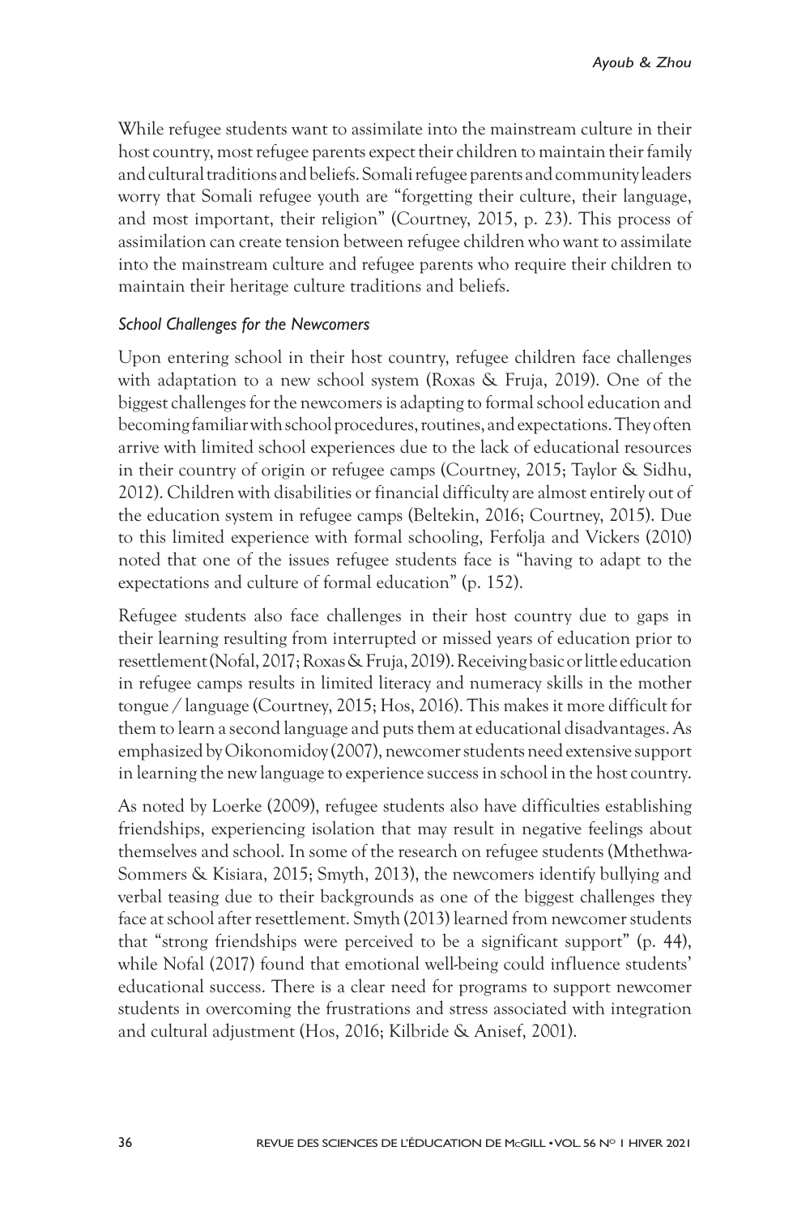While refugee students want to assimilate into the mainstream culture in their host country, most refugee parents expect their children to maintain their family and cultural traditions and beliefs. Somali refugee parents and community leaders worry that Somali refugee youth are "forgetting their culture, their language, and most important, their religion" (Courtney, 2015, p. 23). This process of assimilation can create tension between refugee children who want to assimilate into the mainstream culture and refugee parents who require their children to maintain their heritage culture traditions and beliefs.

### *School Challenges for the Newcomers*

Upon entering school in their host country, refugee children face challenges with adaptation to a new school system (Roxas & Fruja, 2019). One of the biggest challenges for the newcomers is adapting to formal school education and becoming familiar with school procedures, routines, and expectations. They often arrive with limited school experiences due to the lack of educational resources in their country of origin or refugee camps (Courtney, 2015; Taylor & Sidhu, 2012). Children with disabilities or financial difficulty are almost entirely out of the education system in refugee camps (Beltekin, 2016; Courtney, 2015). Due to this limited experience with formal schooling, Ferfolja and Vickers (2010) noted that one of the issues refugee students face is "having to adapt to the expectations and culture of formal education" (p. 152).

Refugee students also face challenges in their host country due to gaps in their learning resulting from interrupted or missed years of education prior to resettlement (Nofal, 2017; Roxas & Fruja, 2019). Receiving basic or little education in refugee camps results in limited literacy and numeracy skills in the mother tongue / language (Courtney, 2015; Hos, 2016). This makes it more difficult for them to learn a second language and puts them at educational disadvantages. As emphasized by Oikonomidoy (2007), newcomer students need extensive support in learning the new language to experience success in school in the host country.

As noted by Loerke (2009), refugee students also have difficulties establishing friendships, experiencing isolation that may result in negative feelings about themselves and school. In some of the research on refugee students (Mthethwa-Sommers & Kisiara, 2015; Smyth, 2013), the newcomers identify bullying and verbal teasing due to their backgrounds as one of the biggest challenges they face at school after resettlement. Smyth (2013) learned from newcomer students that "strong friendships were perceived to be a significant support" (p. 44), while Nofal (2017) found that emotional well-being could influence students' educational success. There is a clear need for programs to support newcomer students in overcoming the frustrations and stress associated with integration and cultural adjustment (Hos, 2016; Kilbride & Anisef, 2001).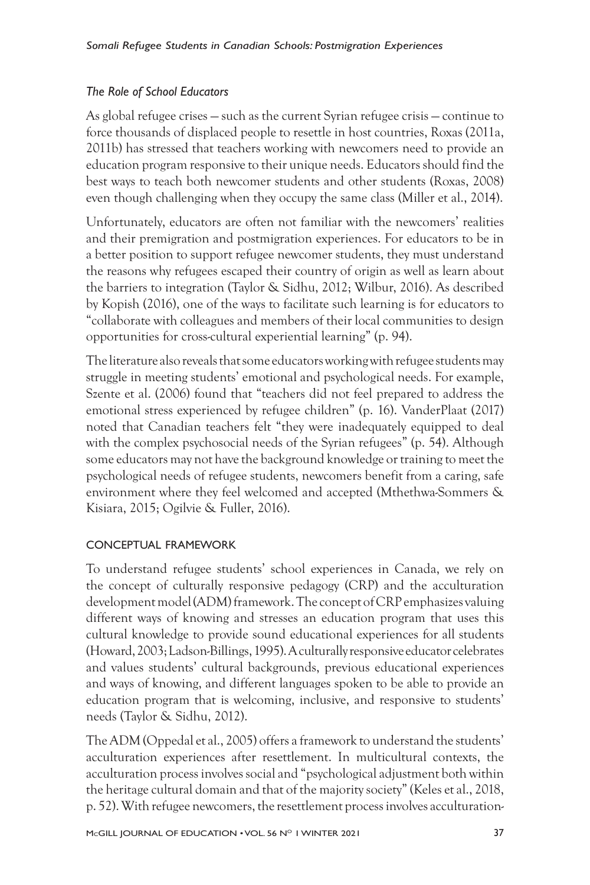### *The Role of School Educators*

As global refugee crises — such as the current Syrian refugee crisis — continue to force thousands of displaced people to resettle in host countries, Roxas (2011a, 2011b) has stressed that teachers working with newcomers need to provide an education program responsive to their unique needs. Educators should find the best ways to teach both newcomer students and other students (Roxas, 2008) even though challenging when they occupy the same class (Miller et al., 2014).

Unfortunately, educators are often not familiar with the newcomers' realities and their premigration and postmigration experiences. For educators to be in a better position to support refugee newcomer students, they must understand the reasons why refugees escaped their country of origin as well as learn about the barriers to integration (Taylor & Sidhu, 2012; Wilbur, 2016). As described by Kopish (2016), one of the ways to facilitate such learning is for educators to "collaborate with colleagues and members of their local communities to design opportunities for cross-cultural experiential learning" (p. 94).

The literature also reveals that some educators working with refugee students may struggle in meeting students' emotional and psychological needs. For example, Szente et al. (2006) found that "teachers did not feel prepared to address the emotional stress experienced by refugee children" (p. 16). VanderPlaat (2017) noted that Canadian teachers felt "they were inadequately equipped to deal with the complex psychosocial needs of the Syrian refugees" (p. 54). Although some educators may not have the background knowledge or training to meet the psychological needs of refugee students, newcomers benefit from a caring, safe environment where they feel welcomed and accepted (Mthethwa-Sommers & Kisiara, 2015; Ogilvie & Fuller, 2016).

## CONCEPTUAL FRAMEWORK

To understand refugee students' school experiences in Canada, we rely on the concept of culturally responsive pedagogy (CRP) and the acculturation development model (ADM) framework. The concept of CRP emphasizes valuing different ways of knowing and stresses an education program that uses this cultural knowledge to provide sound educational experiences for all students (Howard, 2003; Ladson-Billings, 1995). A culturally responsive educator celebrates and values students' cultural backgrounds, previous educational experiences and ways of knowing, and different languages spoken to be able to provide an education program that is welcoming, inclusive, and responsive to students' needs (Taylor & Sidhu, 2012).

The ADM (Oppedal et al., 2005) offers a framework to understand the students' acculturation experiences after resettlement. In multicultural contexts, the acculturation process involves social and "psychological adjustment both within the heritage cultural domain and that of the majority society" (Keles et al., 2018, p. 52). With refugee newcomers, the resettlement process involves acculturation-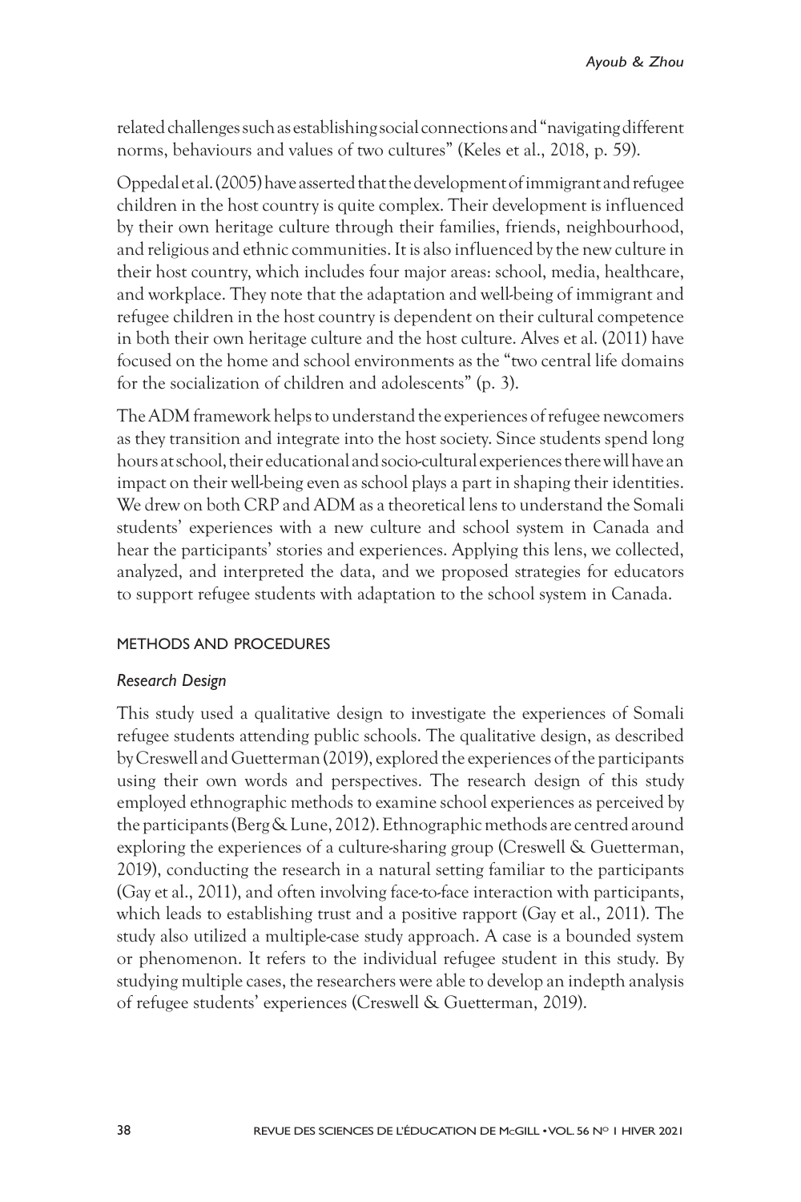related challenges such as establishing social connections and "navigating different norms, behaviours and values of two cultures" (Keles et al., 2018, p. 59).

Oppedal et al. (2005) have asserted that the development of immigrant and refugee children in the host country is quite complex. Their development is influenced by their own heritage culture through their families, friends, neighbourhood, and religious and ethnic communities. It is also influenced by the new culture in their host country, which includes four major areas: school, media, healthcare, and workplace. They note that the adaptation and well-being of immigrant and refugee children in the host country is dependent on their cultural competence in both their own heritage culture and the host culture. Alves et al. (2011) have focused on the home and school environments as the "two central life domains for the socialization of children and adolescents" (p. 3).

The ADM framework helps to understand the experiences of refugee newcomers as they transition and integrate into the host society. Since students spend long hours at school, their educational and socio-cultural experiences there will have an impact on their well-being even as school plays a part in shaping their identities. We drew on both CRP and ADM as a theoretical lens to understand the Somali students' experiences with a new culture and school system in Canada and hear the participants' stories and experiences. Applying this lens, we collected, analyzed, and interpreted the data, and we proposed strategies for educators to support refugee students with adaptation to the school system in Canada.

## METHODS AND PROCEDURES

### *Research Design*

This study used a qualitative design to investigate the experiences of Somali refugee students attending public schools. The qualitative design, as described by Creswell and Guetterman (2019), explored the experiences of the participants using their own words and perspectives. The research design of this study employed ethnographic methods to examine school experiences as perceived by the participants (Berg & Lune, 2012). Ethnographic methods are centred around exploring the experiences of a culture-sharing group (Creswell & Guetterman, 2019), conducting the research in a natural setting familiar to the participants (Gay et al., 2011), and often involving face-to-face interaction with participants, which leads to establishing trust and a positive rapport (Gay et al., 2011). The study also utilized a multiple-case study approach. A case is a bounded system or phenomenon. It refers to the individual refugee student in this study. By studying multiple cases, the researchers were able to develop an indepth analysis of refugee students' experiences (Creswell & Guetterman, 2019).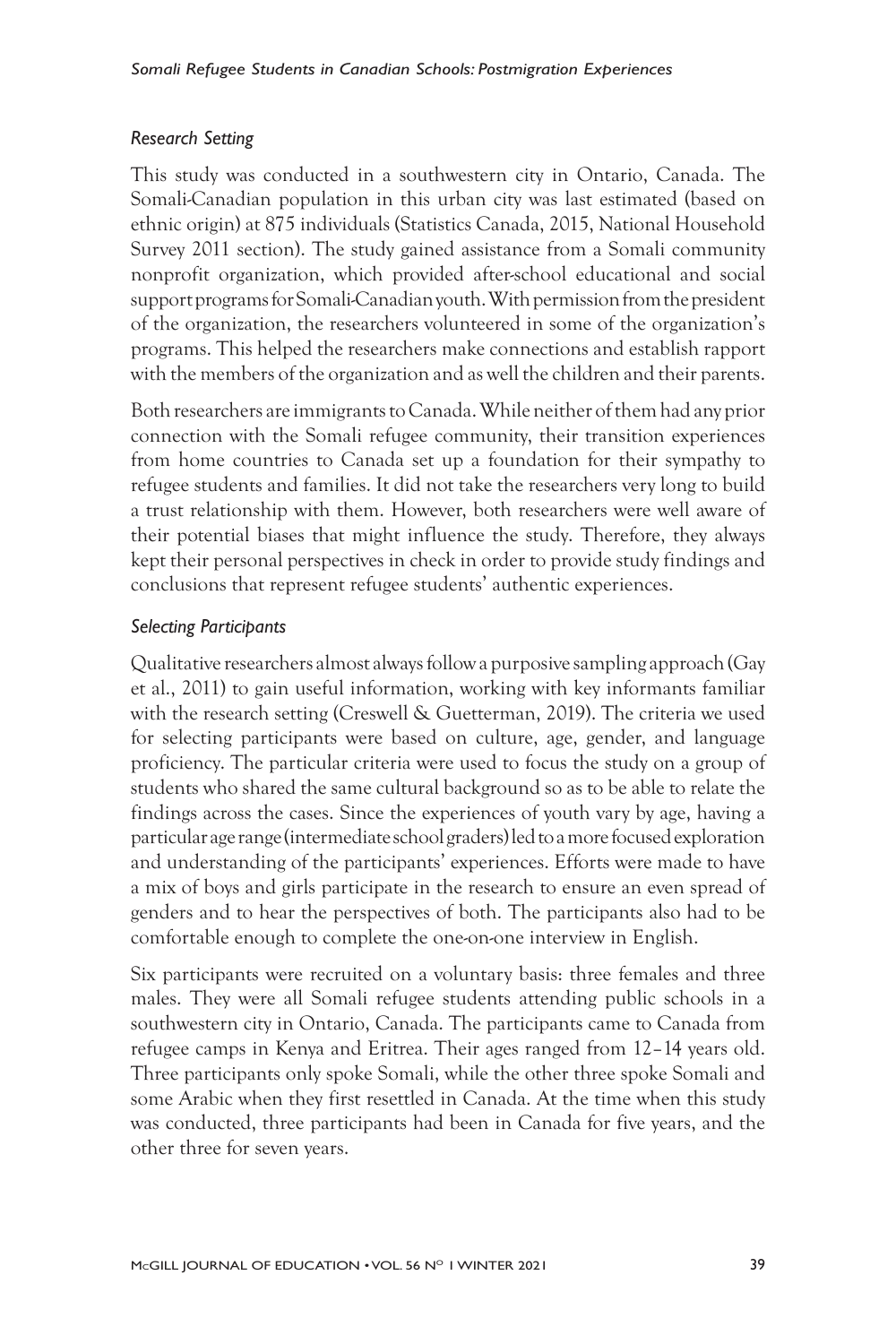### *Research Setting*

This study was conducted in a southwestern city in Ontario, Canada. The Somali-Canadian population in this urban city was last estimated (based on ethnic origin) at 875 individuals (Statistics Canada, 2015, National Household Survey 2011 section). The study gained assistance from a Somali community nonprofit organization, which provided after-school educational and social support programs for Somali-Canadian youth. With permission from the president of the organization, the researchers volunteered in some of the organization's programs. This helped the researchers make connections and establish rapport with the members of the organization and as well the children and their parents.

Both researchers are immigrants to Canada. While neither of them had any prior connection with the Somali refugee community, their transition experiences from home countries to Canada set up a foundation for their sympathy to refugee students and families. It did not take the researchers very long to build a trust relationship with them. However, both researchers were well aware of their potential biases that might influence the study. Therefore, they always kept their personal perspectives in check in order to provide study findings and conclusions that represent refugee students' authentic experiences.

### *Selecting Participants*

Qualitative researchers almost always follow a purposive sampling approach (Gay et al., 2011) to gain useful information, working with key informants familiar with the research setting (Creswell & Guetterman, 2019). The criteria we used for selecting participants were based on culture, age, gender, and language proficiency. The particular criteria were used to focus the study on a group of students who shared the same cultural background so as to be able to relate the findings across the cases. Since the experiences of youth vary by age, having a particular age range (intermediate school graders) led to a more focused exploration and understanding of the participants' experiences. Efforts were made to have a mix of boys and girls participate in the research to ensure an even spread of genders and to hear the perspectives of both. The participants also had to be comfortable enough to complete the one-on-one interview in English.

Six participants were recruited on a voluntary basis: three females and three males. They were all Somali refugee students attending public schools in a southwestern city in Ontario, Canada. The participants came to Canada from refugee camps in Kenya and Eritrea. Their ages ranged from 12–14 years old. Three participants only spoke Somali, while the other three spoke Somali and some Arabic when they first resettled in Canada. At the time when this study was conducted, three participants had been in Canada for five years, and the other three for seven years.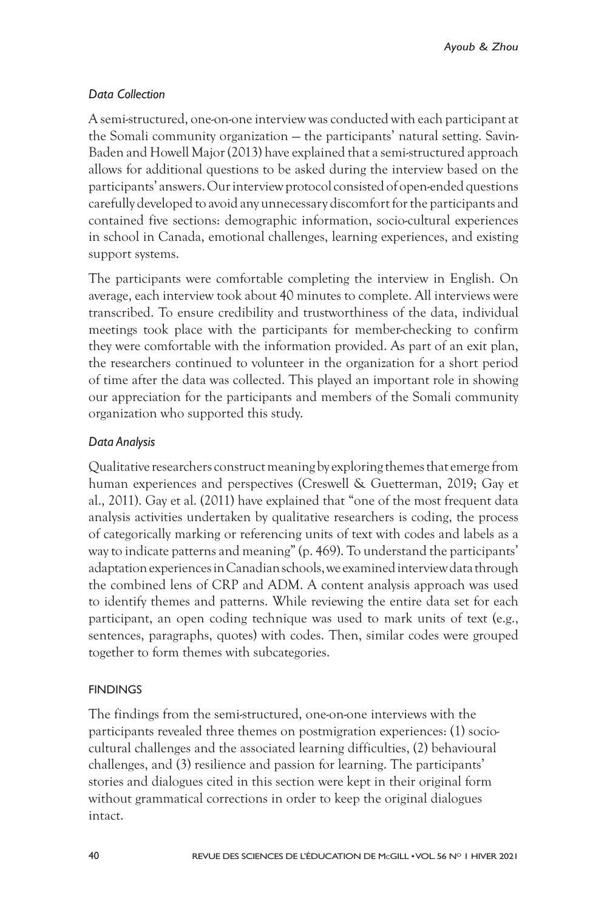### *Data Collection*

A semi-structured, one-on-one interview was conducted with each participant at the Somali community organization — the participants' natural setting. Savin-Baden and Howell Major (2013) have explained that a semi-structured approach allows for additional questions to be asked during the interview based on the participants' answers. Our interview protocol consisted of open-ended questions carefully developed to avoid any unnecessary discomfort for the participants and contained five sections: demographic information, socio-cultural experiences in school in Canada, emotional challenges, learning experiences, and existing support systems.

The participants were comfortable completing the interview in English. On average, each interview took about 40 minutes to complete. All interviews were transcribed. To ensure credibility and trustworthiness of the data, individual meetings took place with the participants for member-checking to confirm they were comfortable with the information provided. As part of an exit plan, the researchers continued to volunteer in the organization for a short period of time after the data was collected. This played an important role in showing our appreciation for the participants and members of the Somali community organization who supported this study.

### *Data Analysis*

Qualitative researchers construct meaning by exploring themes that emerge from human experiences and perspectives (Creswell & Guetterman, 2019; Gay et al., 2011). Gay et al. (2011) have explained that "one of the most frequent data analysis activities undertaken by qualitative researchers is coding, the process of categorically marking or referencing units of text with codes and labels as a way to indicate patterns and meaning" (p. 469). To understand the participants' adaptation experiences in Canadian schools, we examined interview data through the combined lens of CRP and ADM. A content analysis approach was used to identify themes and patterns. While reviewing the entire data set for each participant, an open coding technique was used to mark units of text (e.g., sentences, paragraphs, quotes) with codes. Then, similar codes were grouped together to form themes with subcategories.

## FINDINGS

The findings from the semi-structured, one-on-one interviews with the participants revealed three themes on postmigration experiences: (1) socio-cultural challenges and the associated learning difficulties, (2) behavioural challenges, and (3) resilience and passion for learning. The participants' stories and dialogues cited in this section were kept in their original form without grammatical corrections in order to keep the original dialogues intact.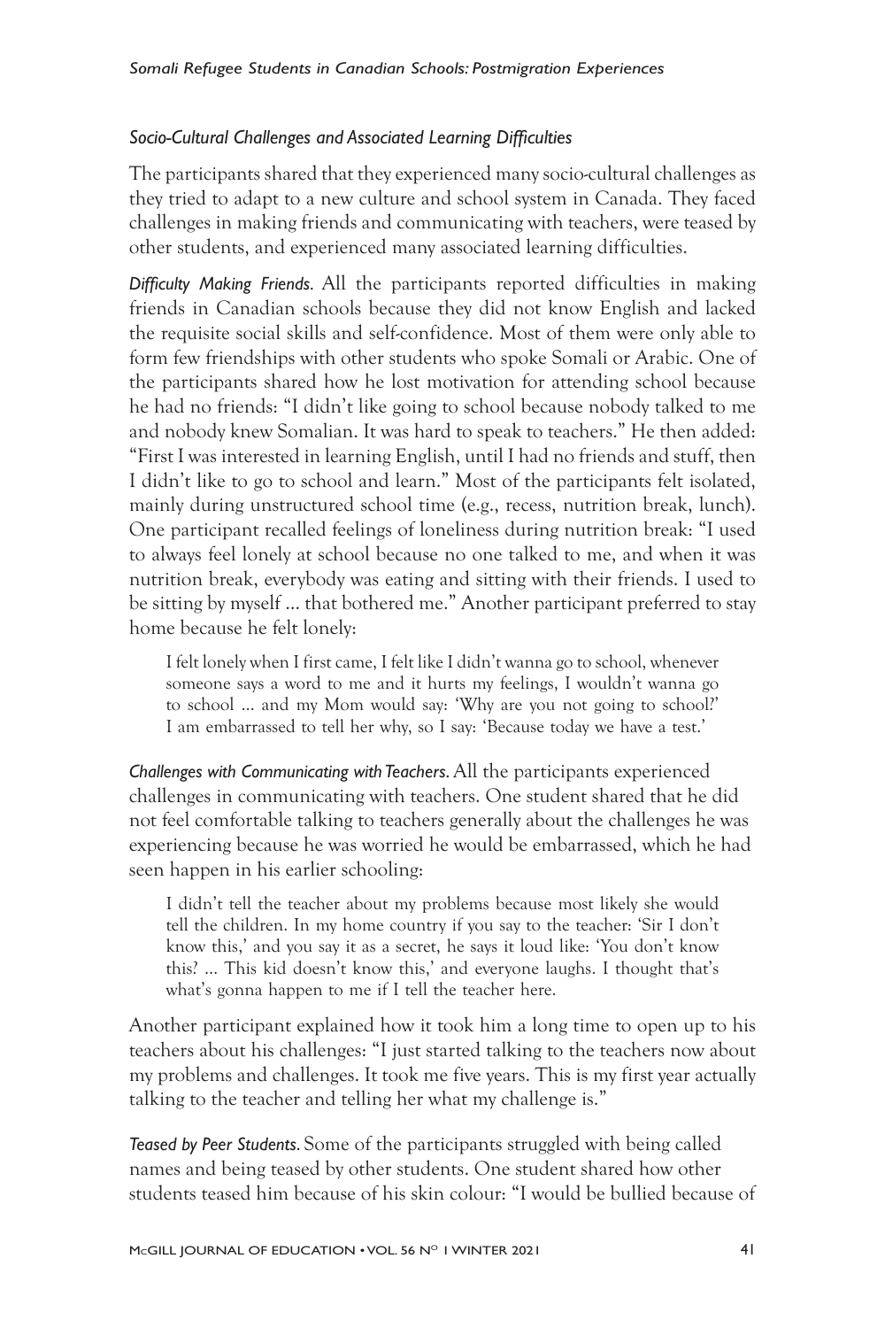### *Socio-Cultural Challenges and Associated Learning Difficulties*

The participants shared that they experienced many socio-cultural challenges as they tried to adapt to a new culture and school system in Canada. They faced challenges in making friends and communicating with teachers, were teased by other students, and experienced many associated learning difficulties.

*Difficulty Making Friends.* All the participants reported difficulties in making friends in Canadian schools because they did not know English and lacked the requisite social skills and self-confidence. Most of them were only able to form few friendships with other students who spoke Somali or Arabic. One of the participants shared how he lost motivation for attending school because he had no friends: "I didn't like going to school because nobody talked to me and nobody knew Somalian. It was hard to speak to teachers." He then added: "First I was interested in learning English, until I had no friends and stuff, then I didn't like to go to school and learn." Most of the participants felt isolated, mainly during unstructured school time (e.g., recess, nutrition break, lunch). One participant recalled feelings of loneliness during nutrition break: "I used to always feel lonely at school because no one talked to me, and when it was nutrition break, everybody was eating and sitting with their friends. I used to be sitting by myself … that bothered me." Another participant preferred to stay home because he felt lonely:

> I felt lonely when I first came, I felt like I didn't wanna go to school, whenever someone says a word to me and it hurts my feelings, I wouldn't wanna go to school … and my Mom would say: 'Why are you not going to school?' I am embarrassed to tell her why, so I say: 'Because today we have a test.'

*Challenges with Communicating with Teachers.* All the participants experienced challenges in communicating with teachers. One student shared that he did not feel comfortable talking to teachers generally about the challenges he was experiencing because he was worried he would be embarrassed, which he had seen happen in his earlier schooling:

> I didn't tell the teacher about my problems because most likely she would tell the children. In my home country if you say to the teacher: 'Sir I don't know this,' and you say it as a secret, he says it loud like: 'You don't know this? … This kid doesn't know this,' and everyone laughs. I thought that's what's gonna happen to me if I tell the teacher here.

Another participant explained how it took him a long time to open up to his teachers about his challenges: "I just started talking to the teachers now about my problems and challenges. It took me five years. This is my first year actually talking to the teacher and telling her what my challenge is."

*Teased by Peer Students.* Some of the participants struggled with being called names and being teased by other students. One student shared how other students teased him because of his skin colour: "I would be bullied because of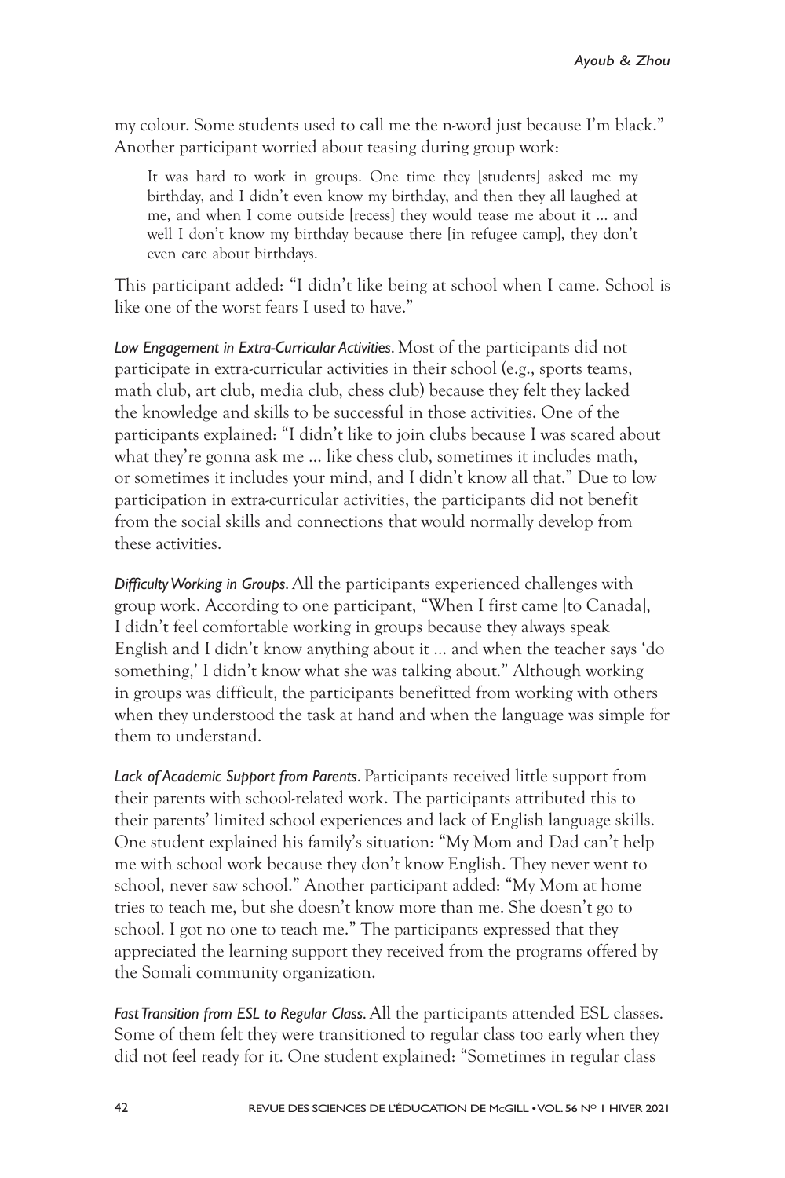my colour. Some students used to call me the n-word just because I'm black." Another participant worried about teasing during group work:

> It was hard to work in groups. One time they [students] asked me my birthday, and I didn't even know my birthday, and then they all laughed at me, and when I come outside [recess] they would tease me about it ... and well I don't know my birthday because there [in refugee camp], they don't even care about birthdays.

This participant added: "I didn't like being at school when I came. School is like one of the worst fears I used to have."

*Low Engagement in Extra-Curricular Activities.* Most of the participants did not participate in extra-curricular activities in their school (e.g., sports teams, math club, art club, media club, chess club) because they felt they lacked the knowledge and skills to be successful in those activities. One of the participants explained: "I didn't like to join clubs because I was scared about what they're gonna ask me ... like chess club, sometimes it includes math, or sometimes it includes your mind, and I didn't know all that." Due to low participation in extra-curricular activities, the participants did not benefit from the social skills and connections that would normally develop from these activities.

*Difficulty Working in Groups.* All the participants experienced challenges with group work. According to one participant, "When I first came [to Canada], I didn't feel comfortable working in groups because they always speak English and I didn't know anything about it ... and when the teacher says 'do something,' I didn't know what she was talking about." Although working in groups was difficult, the participants benefitted from working with others when they understood the task at hand and when the language was simple for them to understand.

*Lack of Academic Support from Parents.* Participants received little support from their parents with school-related work. The participants attributed this to their parents' limited school experiences and lack of English language skills. One student explained his family's situation: "My Mom and Dad can't help me with school work because they don't know English. They never went to school, never saw school." Another participant added: "My Mom at home tries to teach me, but she doesn't know more than me. She doesn't go to school. I got no one to teach me." The participants expressed that they appreciated the learning support they received from the programs offered by the Somali community organization.

*Fast Transition from ESL to Regular Class.* All the participants attended ESL classes. Some of them felt they were transitioned to regular class too early when they did not feel ready for it. One student explained: "Sometimes in regular class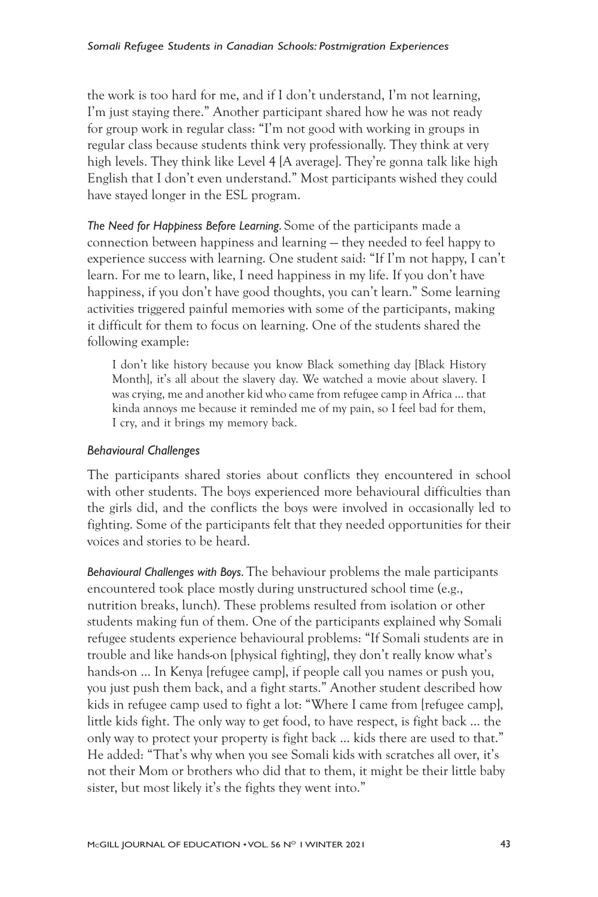the work is too hard for me, and if I don't understand, I'm not learning, I'm just staying there." Another participant shared how he was not ready for group work in regular class: "I'm not good with working in groups in regular class because students think very professionally. They think at very high levels. They think like Level 4 [A average]. They're gonna talk like high English that I don't even understand." Most participants wished they could have stayed longer in the ESL program.

*The Need for Happiness Before Learning.* Some of the participants made a connection between happiness and learning — they needed to feel happy to experience success with learning. One student said: "If I'm not happy, I can't learn. For me to learn, like, I need happiness in my life. If you don't have happiness, if you don't have good thoughts, you can't learn." Some learning activities triggered painful memories with some of the participants, making it difficult for them to focus on learning. One of the students shared the following example:

> I don't like history because you know Black something day [Black History Month], it's all about the slavery day. We watched a movie about slavery. I was crying, me and another kid who came from refugee camp in Africa ... that kinda annoys me because it reminded me of my pain, so I feel bad for them, I cry, and it brings my memory back.

### *Behavioural Challenges*

The participants shared stories about conflicts they encountered in school with other students. The boys experienced more behavioural difficulties than the girls did, and the conflicts the boys were involved in occasionally led to fighting. Some of the participants felt that they needed opportunities for their voices and stories to be heard.

*Behavioural Challenges with Boys.* The behaviour problems the male participants encountered took place mostly during unstructured school time (e.g., nutrition breaks, lunch). These problems resulted from isolation or other students making fun of them. One of the participants explained why Somali refugee students experience behavioural problems: "If Somali students are in trouble and like hands-on [physical fighting], they don't really know what's hands-on ... In Kenya [refugee camp], if people call you names or push you, you just push them back, and a fight starts." Another student described how kids in refugee camp used to fight a lot: "Where I came from [refugee camp], little kids fight. The only way to get food, to have respect, is fight back ... the only way to protect your property is fight back ... kids there are used to that." He added: "That's why when you see Somali kids with scratches all over, it's not their Mom or brothers who did that to them, it might be their little baby sister, but most likely it's the fights they went into."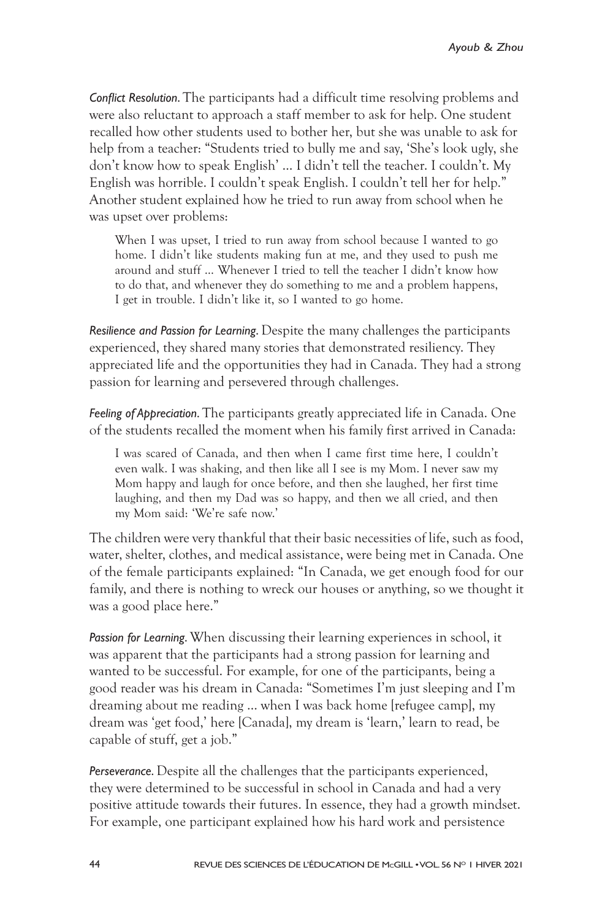*Conflict Resolution.* The participants had a difficult time resolving problems and were also reluctant to approach a staff member to ask for help. One student recalled how other students used to bother her, but she was unable to ask for help from a teacher: "Students tried to bully me and say, 'She's look ugly, she don't know how to speak English' ... I didn't tell the teacher. I couldn't. My English was horrible. I couldn't speak English. I couldn't tell her for help." Another student explained how he tried to run away from school when he was upset over problems:

> When I was upset, I tried to run away from school because I wanted to go home. I didn't like students making fun at me, and they used to push me around and stuff ... Whenever I tried to tell the teacher I didn't know how to do that, and whenever they do something to me and a problem happens, I get in trouble. I didn't like it, so I wanted to go home.

*Resilience and Passion for Learning.* Despite the many challenges the participants experienced, they shared many stories that demonstrated resiliency. They appreciated life and the opportunities they had in Canada. They had a strong passion for learning and persevered through challenges.

*Feeling of Appreciation.* The participants greatly appreciated life in Canada. One of the students recalled the moment when his family first arrived in Canada:

> I was scared of Canada, and then when I came first time here, I couldn't even walk. I was shaking, and then like all I see is my Mom. I never saw my Mom happy and laugh for once before, and then she laughed, her first time laughing, and then my Dad was so happy, and then we all cried, and then my Mom said: 'We're safe now.'

The children were very thankful that their basic necessities of life, such as food, water, shelter, clothes, and medical assistance, were being met in Canada. One of the female participants explained: "In Canada, we get enough food for our family, and there is nothing to wreck our houses or anything, so we thought it was a good place here."

*Passion for Learning.* When discussing their learning experiences in school, it was apparent that the participants had a strong passion for learning and wanted to be successful. For example, for one of the participants, being a good reader was his dream in Canada: "Sometimes I'm just sleeping and I'm dreaming about me reading ... when I was back home [refugee camp], my dream was 'get food,' here [Canada], my dream is 'learn,' learn to read, be capable of stuff, get a job."

*Perseverance.* Despite all the challenges that the participants experienced, they were determined to be successful in school in Canada and had a very positive attitude towards their futures. In essence, they had a growth mindset. For example, one participant explained how his hard work and persistence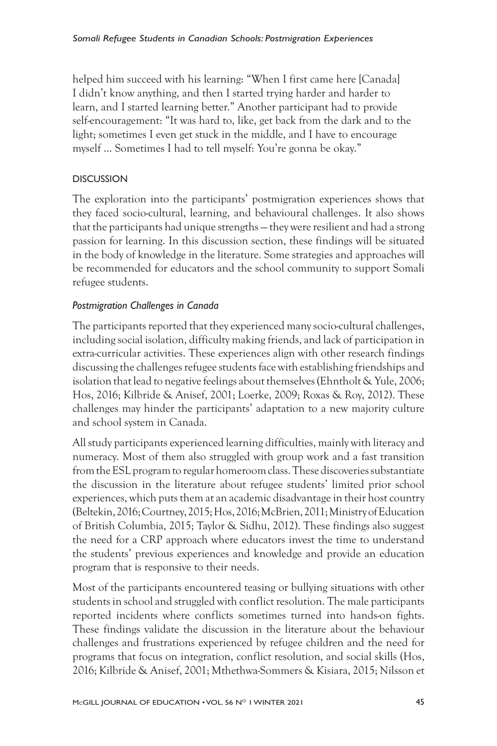helped him succeed with his learning: "When I first came here [Canada] I didn't know anything, and then I started trying harder and harder to learn, and I started learning better." Another participant had to provide self-encouragement: "It was hard to, like, get back from the dark and to the light; sometimes I even get stuck in the middle, and I have to encourage myself ... Sometimes I had to tell myself: You're gonna be okay."

## DISCUSSION

The exploration into the participants' postmigration experiences shows that they faced socio-cultural, learning, and behavioural challenges. It also shows that the participants had unique strengths — they were resilient and had a strong passion for learning. In this discussion section, these findings will be situated in the body of knowledge in the literature. Some strategies and approaches will be recommended for educators and the school community to support Somali refugee students.

### *Postmigration Challenges in Canada*

The participants reported that they experienced many socio-cultural challenges, including social isolation, difficulty making friends, and lack of participation in extra-curricular activities. These experiences align with other research findings discussing the challenges refugee students face with establishing friendships and isolation that lead to negative feelings about themselves (Ehntholt & Yule, 2006; Hos, 2016; Kilbride & Anisef, 2001; Loerke, 2009; Roxas & Roy, 2012). These challenges may hinder the participants' adaptation to a new majority culture and school system in Canada.

All study participants experienced learning difficulties, mainly with literacy and numeracy. Most of them also struggled with group work and a fast transition from the ESL program to regular homeroom class. These discoveries substantiate the discussion in the literature about refugee students' limited prior school experiences, which puts them at an academic disadvantage in their host country (Beltekin, 2016; Courtney, 2015; Hos, 2016; McBrien, 2011; Ministry of Education of British Columbia, 2015; Taylor & Sidhu, 2012). These findings also suggest the need for a CRP approach where educators invest the time to understand the students' previous experiences and knowledge and provide an education program that is responsive to their needs.

Most of the participants encountered teasing or bullying situations with other students in school and struggled with conflict resolution. The male participants reported incidents where conflicts sometimes turned into hands-on fights. These findings validate the discussion in the literature about the behaviour challenges and frustrations experienced by refugee children and the need for programs that focus on integration, conflict resolution, and social skills (Hos, 2016; Kilbride & Anisef, 2001; Mthethwa-Sommers & Kisiara, 2015; Nilsson et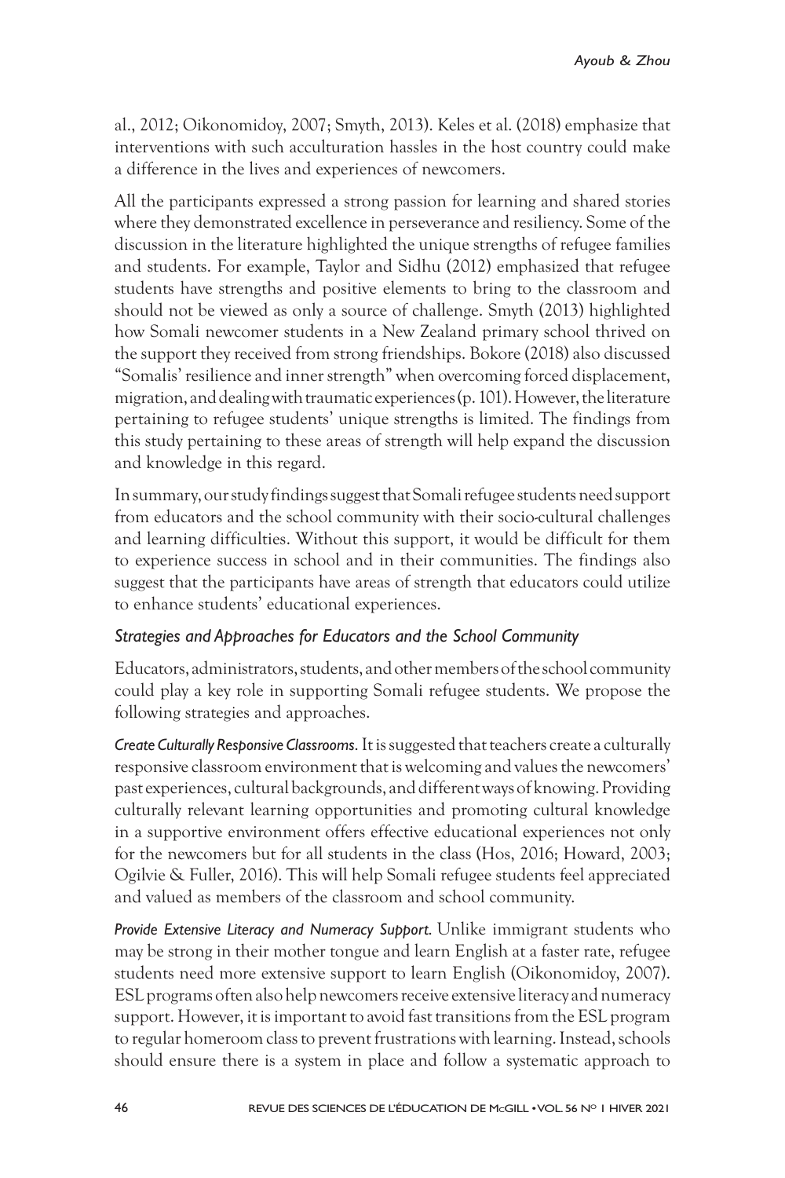al., 2012; Oikonomidoy, 2007; Smyth, 2013). Keles et al. (2018) emphasize that interventions with such acculturation hassles in the host country could make a difference in the lives and experiences of newcomers.

All the participants expressed a strong passion for learning and shared stories where they demonstrated excellence in perseverance and resiliency. Some of the discussion in the literature highlighted the unique strengths of refugee families and students. For example, Taylor and Sidhu (2012) emphasized that refugee students have strengths and positive elements to bring to the classroom and should not be viewed as only a source of challenge. Smyth (2013) highlighted how Somali newcomer students in a New Zealand primary school thrived on the support they received from strong friendships. Bokore (2018) also discussed "Somalis' resilience and inner strength" when overcoming forced displacement, migration, and dealing with traumatic experiences (p. 101). However, the literature pertaining to refugee students' unique strengths is limited. The findings from this study pertaining to these areas of strength will help expand the discussion and knowledge in this regard.

In summary, our study findings suggest that Somali refugee students need support from educators and the school community with their socio-cultural challenges and learning difficulties. Without this support, it would be difficult for them to experience success in school and in their communities. The findings also suggest that the participants have areas of strength that educators could utilize to enhance students' educational experiences.

### *Strategies and Approaches for Educators and the School Community*

Educators, administrators, students, and other members of the school community could play a key role in supporting Somali refugee students. We propose the following strategies and approaches.

*Create Culturally Responsive Classrooms.* It is suggested that teachers create a culturally responsive classroom environment that is welcoming and values the newcomers' past experiences, cultural backgrounds, and different ways of knowing. Providing culturally relevant learning opportunities and promoting cultural knowledge in a supportive environment offers effective educational experiences not only for the newcomers but for all students in the class (Hos, 2016; Howard, 2003; Ogilvie & Fuller, 2016). This will help Somali refugee students feel appreciated and valued as members of the classroom and school community.

*Provide Extensive Literacy and Numeracy Support.* Unlike immigrant students who may be strong in their mother tongue and learn English at a faster rate, refugee students need more extensive support to learn English (Oikonomidoy, 2007). ESL programs often also help newcomers receive extensive literacy and numeracy support. However, it is important to avoid fast transitions from the ESL program to regular homeroom class to prevent frustrations with learning. Instead, schools should ensure there is a system in place and follow a systematic approach to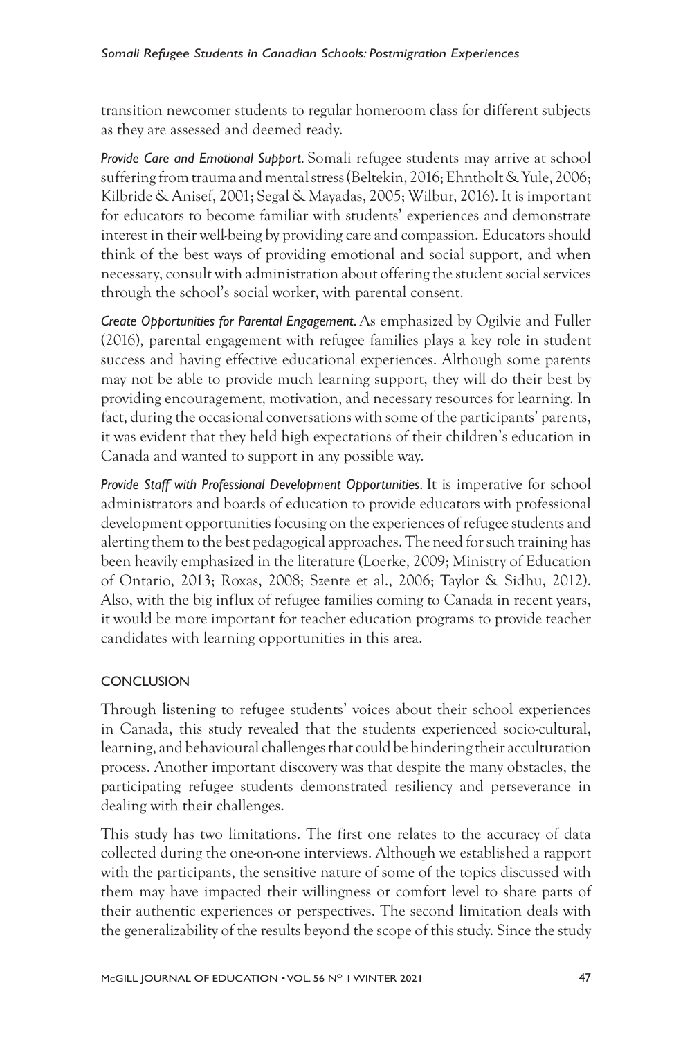transition newcomer students to regular homeroom class for different subjects as they are assessed and deemed ready.

*Provide Care and Emotional Support.* Somali refugee students may arrive at school suffering from trauma and mental stress (Beltekin, 2016; Ehntholt & Yule, 2006; Kilbride & Anisef, 2001; Segal & Mayadas, 2005; Wilbur, 2016). It is important for educators to become familiar with students' experiences and demonstrate interest in their well-being by providing care and compassion. Educators should think of the best ways of providing emotional and social support, and when necessary, consult with administration about offering the student social services through the school's social worker, with parental consent.

*Create Opportunities for Parental Engagement.* As emphasized by Ogilvie and Fuller (2016), parental engagement with refugee families plays a key role in student success and having effective educational experiences. Although some parents may not be able to provide much learning support, they will do their best by providing encouragement, motivation, and necessary resources for learning. In fact, during the occasional conversations with some of the participants' parents, it was evident that they held high expectations of their children's education in Canada and wanted to support in any possible way.

*Provide Staff with Professional Development Opportunities.* It is imperative for school administrators and boards of education to provide educators with professional development opportunities focusing on the experiences of refugee students and alerting them to the best pedagogical approaches. The need for such training has been heavily emphasized in the literature (Loerke, 2009; Ministry of Education of Ontario, 2013; Roxas, 2008; Szente et al., 2006; Taylor & Sidhu, 2012). Also, with the big influx of refugee families coming to Canada in recent years, it would be more important for teacher education programs to provide teacher candidates with learning opportunities in this area.

## CONCLUSION

Through listening to refugee students' voices about their school experiences in Canada, this study revealed that the students experienced socio-cultural, learning, and behavioural challenges that could be hindering their acculturation process. Another important discovery was that despite the many obstacles, the participating refugee students demonstrated resiliency and perseverance in dealing with their challenges.

This study has two limitations. The first one relates to the accuracy of data collected during the one-on-one interviews. Although we established a rapport with the participants, the sensitive nature of some of the topics discussed with them may have impacted their willingness or comfort level to share parts of their authentic experiences or perspectives. The second limitation deals with the generalizability of the results beyond the scope of this study. Since the study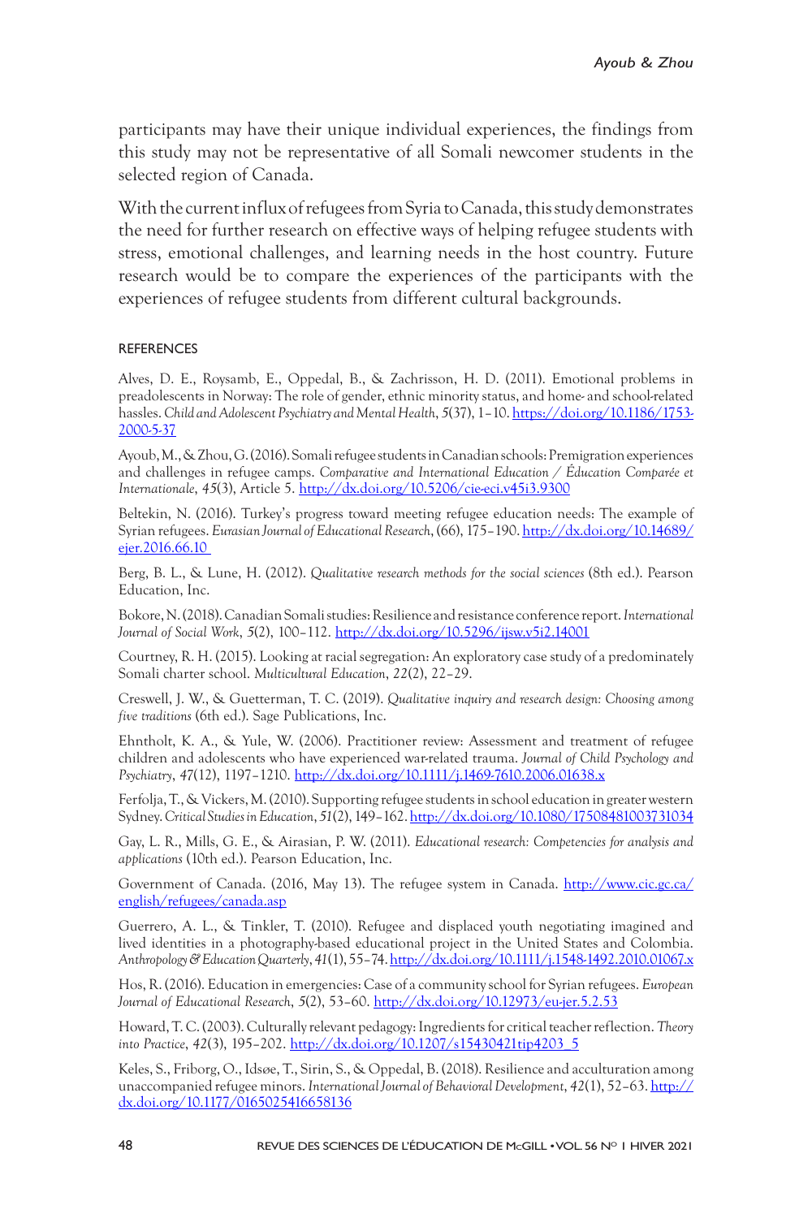participants may have their unique individual experiences, the findings from this study may not be representative of all Somali newcomer students in the selected region of Canada.

With the current influx of refugees from Syria to Canada, this study demonstrates the need for further research on effective ways of helping refugee students with stress, emotional challenges, and learning needs in the host country. Future research would be to compare the experiences of the participants with the experiences of refugee students from different cultural backgrounds.

## REFERENCES

Alves, D. E., Roysamb, E., Oppedal, B., & Zachrisson, H. D. (2011). Emotional problems in preadolescents in Norway: The role of gender, ethnic minority status, and home- and school-related hassles. *Child and Adolescent Psychiatry and Mental Health*, *5*(37), 1–10. https://doi.org/10.1186/1753-2000-5-37

Ayoub, M., & Zhou, G. (2016). Somali refugee students in Canadian schools: Premigration experiences and challenges in refugee camps. *Comparative and International Education / Éducation Comparée et Internationale*, *45*(3), Article 5. http://dx.doi.org/10.5206/cie-eci.v45i3.9300

Beltekin, N. (2016). Turkey's progress toward meeting refugee education needs: The example of Syrian refugees. *Eurasian Journal of Educational Research*, (66), 175–190. http://dx.doi.org/10.14689/ejer.2016.66.10

Berg, B. L., & Lune, H. (2012). *Qualitative research methods for the social sciences* (8th ed.). Pearson Education, Inc.

Bokore, N. (2018). Canadian Somali studies: Resilience and resistance conference report. *International Journal of Social Work*, *5*(2), 100–112. http://dx.doi.org/10.5296/ijsw.v5i2.14001

Courtney, R. H. (2015). Looking at racial segregation: An exploratory case study of a predominately Somali charter school. *Multicultural Education*, *22*(2), 22–29.

Creswell, J. W., & Guetterman, T. C. (2019). *Qualitative inquiry and research design: Choosing among five traditions* (6th ed.). Sage Publications, Inc.

Ehntholt, K. A., & Yule, W. (2006). Practitioner review: Assessment and treatment of refugee children and adolescents who have experienced war-related trauma. *Journal of Child Psychology and Psychiatry*, *47*(12), 1197–1210. http://dx.doi.org/10.1111/j.1469-7610.2006.01638.x

Ferfolja, T., & Vickers, M. (2010). Supporting refugee students in school education in greater western Sydney. *Critical Studies in Education*, *51*(2), 149–162. http://dx.doi.org/10.1080/17508481003731034

Gay, L. R., Mills, G. E., & Airasian, P. W. (2011). *Educational research: Competencies for analysis and applications* (10th ed.). Pearson Education, Inc.

Government of Canada. (2016, May 13). The refugee system in Canada. http://www.cic.gc.ca/english/refugees/canada.asp

Guerrero, A. L., & Tinkler, T. (2010). Refugee and displaced youth negotiating imagined and lived identities in a photography-based educational project in the United States and Colombia. *Anthropology & Education Quarterly*, *41*(1), 55–74. http://dx.doi.org/10.1111/j.1548-1492.2010.01067.x

Hos, R. (2016). Education in emergencies: Case of a community school for Syrian refugees. *European Journal of Educational Research*, *5*(2), 53–60. http://dx.doi.org/10.12973/eu-jer.5.2.53

Howard, T. C. (2003). Culturally relevant pedagogy: Ingredients for critical teacher reflection. *Theory into Practice*, *42*(3), 195–202. http://dx.doi.org/10.1207/s15430421tip4203_5

Keles, S., Friborg, O., Idsøe, T., Sirin, S., & Oppedal, B. (2018). Resilience and acculturation among unaccompanied refugee minors. *International Journal of Behavioral Development*, *42*(1), 52–63. http://dx.doi.org/10.1177/0165025416658136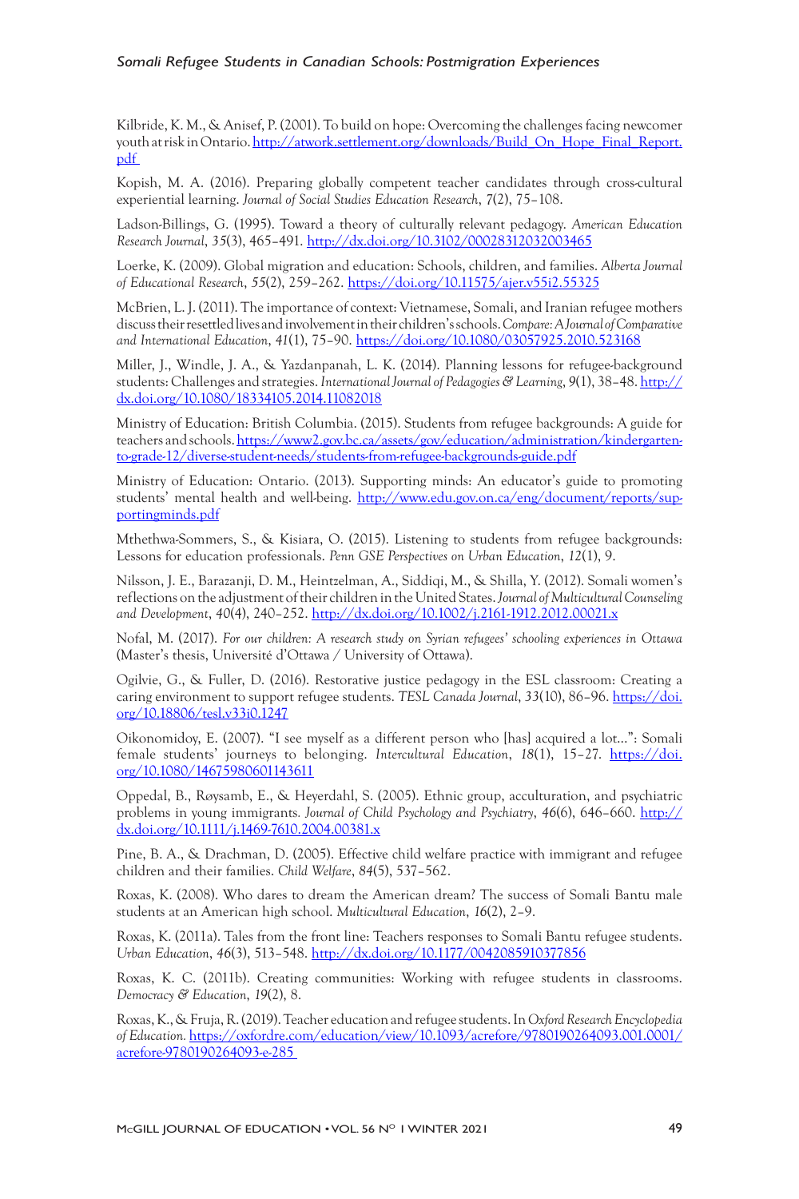Kilbride, K. M., & Anisef, P. (2001). To build on hope: Overcoming the challenges facing newcomer youth at risk in Ontario. http://atwork.settlement.org/downloads/Build_On_Hope_Final_Report.pdf

Kopish, M. A. (2016). Preparing globally competent teacher candidates through cross-cultural experiential learning. *Journal of Social Studies Education Research*, *7*(2), 75–108.

Ladson-Billings, G. (1995). Toward a theory of culturally relevant pedagogy. *American Education Research Journal*, *35*(3), 465–491. http://dx.doi.org/10.3102/00028312032003465

Loerke, K. (2009). Global migration and education: Schools, children, and families. *Alberta Journal of Educational Research*, *55*(2), 259–262. https://doi.org/10.11575/ajer.v55i2.55325

McBrien, L. J. (2011). The importance of context: Vietnamese, Somali, and Iranian refugee mothers discuss their resettled lives and involvement in their children's schools. *Compare: A Journal of Comparative and International Education*, *41*(1), 75–90. https://doi.org/10.1080/03057925.2010.523168

Miller, J., Windle, J. A., & Yazdanpanah, L. K. (2014). Planning lessons for refugee-background students: Challenges and strategies. *International Journal of Pedagogies & Learning*, *9*(1), 38–48. http://dx.doi.org/10.1080/18334105.2014.11082018

Ministry of Education: British Columbia. (2015). Students from refugee backgrounds: A guide for teachers and schools. https://www2.gov.bc.ca/assets/gov/education/administration/kindergarten-to-grade-12/diverse-student-needs/students-from-refugee-backgrounds-guide.pdf

Ministry of Education: Ontario. (2013). Supporting minds: An educator's guide to promoting students' mental health and well-being. http://www.edu.gov.on.ca/eng/document/reports/supportingminds.pdf

Mthethwa-Sommers, S., & Kisiara, O. (2015). Listening to students from refugee backgrounds: Lessons for education professionals. *Penn GSE Perspectives on Urban Education*, *12*(1), 9.

Nilsson, J. E., Barazanji, D. M., Heintzelman, A., Siddiqi, M., & Shilla, Y. (2012). Somali women's reflections on the adjustment of their children in the United States. *Journal of Multicultural Counseling and Development*, *40*(4), 240–252. http://dx.doi.org/10.1002/j.2161-1912.2012.00021.x

Nofal, M. (2017). *For our children: A research study on Syrian refugees' schooling experiences in Ottawa* (Master's thesis, Université d'Ottawa / University of Ottawa).

Ogilvie, G., & Fuller, D. (2016). Restorative justice pedagogy in the ESL classroom: Creating a caring environment to support refugee students. *TESL Canada Journal*, *33*(10), 86–96. https://doi.org/10.18806/tesl.v33i0.1247

Oikonomidoy, E. (2007). "I see myself as a different person who [has] acquired a lot...": Somali female students' journeys to belonging. *Intercultural Education*, *18*(1), 15–27. https://doi.org/10.1080/14675980601143611

Oppedal, B., Røysamb, E., & Heyerdahl, S. (2005). Ethnic group, acculturation, and psychiatric problems in young immigrants. *Journal of Child Psychology and Psychiatry*, *46*(6), 646–660. http://dx.doi.org/10.1111/j.1469-7610.2004.00381.x

Pine, B. A., & Drachman, D. (2005). Effective child welfare practice with immigrant and refugee children and their families. *Child Welfare*, *84*(5), 537–562.

Roxas, K. (2008). Who dares to dream the American dream? The success of Somali Bantu male students at an American high school. *Multicultural Education*, *16*(2), 2–9.

Roxas, K. (2011a). Tales from the front line: Teachers responses to Somali Bantu refugee students. *Urban Education*, *46*(3), 513–548. http://dx.doi.org/10.1177/0042085910377856

Roxas, K. C. (2011b). Creating communities: Working with refugee students in classrooms. *Democracy & Education*, *19*(2), 8.

Roxas, K., & Fruja, R. (2019). Teacher education and refugee students. In *Oxford Research Encyclopedia of Education*. https://oxfordre.com/education/view/10.1093/acrefore/9780190264093.001.0001/acrefore-9780190264093-e-285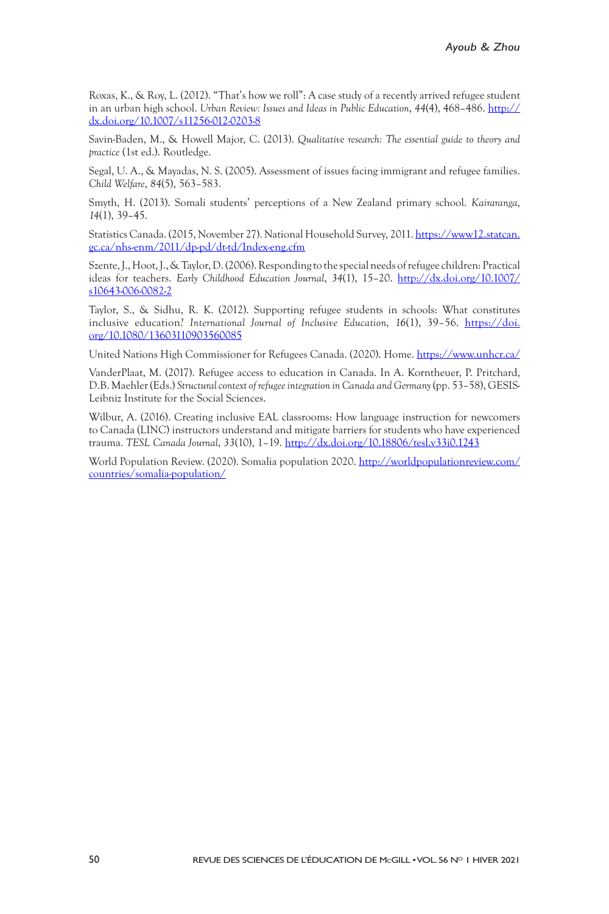Roxas, K., & Roy, L. (2012). "That's how we roll": A case study of a recently arrived refugee student in an urban high school. *Urban Review: Issues and Ideas in Public Education*, *44*(4), 468–486. http://dx.doi.org/10.1007/s11256-012-0203-8

Savin-Baden, M., & Howell Major, C. (2013). *Qualitative research: The essential guide to theory and practice* (1st ed.). Routledge.

Segal, U. A., & Mayadas, N. S. (2005). Assessment of issues facing immigrant and refugee families. *Child Welfare*, *84*(5), 563–583.

Smyth, H. (2013). Somali students' perceptions of a New Zealand primary school. *Kairaranga*, *14*(1), 39–45.

Statistics Canada. (2015, November 27). National Household Survey, 2011. https://www12.statcan.gc.ca/nhs-enm/2011/dp-pd/dt-td/Index-eng.cfm

Szente, J., Hoot, J., & Taylor, D. (2006). Responding to the special needs of refugee children: Practical ideas for teachers. *Early Childhood Education Journal*, *34*(1), 15–20. http://dx.doi.org/10.1007/s10643-006-0082-2

Taylor, S., & Sidhu, R. K. (2012). Supporting refugee students in schools: What constitutes inclusive education? *International Journal of Inclusive Education*, *16*(1), 39–56. https://doi.org/10.1080/13603110903560085

United Nations High Commissioner for Refugees Canada. (2020). Home. https://www.unhcr.ca/

VanderPlaat, M. (2017). Refugee access to education in Canada. In A. Korntheuer, P. Pritchard, D.B. Maehler (Eds.) *Structural context of refugee integration in Canada and Germany* (pp. 53–58), GESIS-Leibniz Institute for the Social Sciences.

Wilbur, A. (2016). Creating inclusive EAL classrooms: How language instruction for newcomers to Canada (LINC) instructors understand and mitigate barriers for students who have experienced trauma. *TESL Canada Journal*, *33*(10), 1–19. http://dx.doi.org/10.18806/tesl.v33i0.1243

World Population Review. (2020). Somalia population 2020. http://worldpopulationreview.com/countries/somalia-population/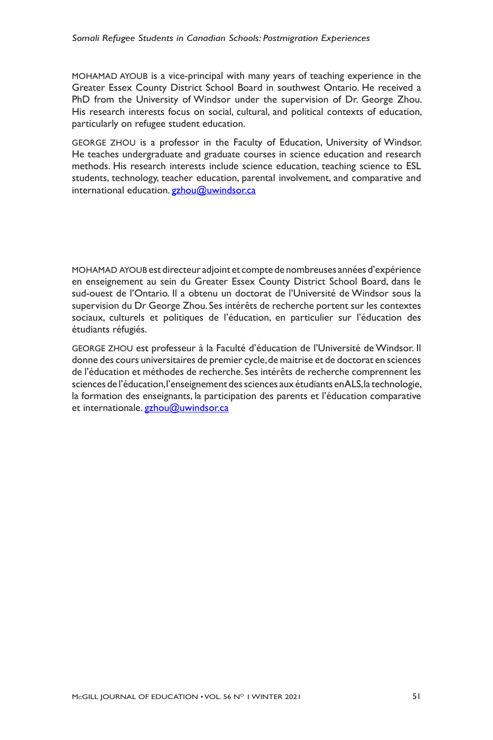MOHAMAD AYOUB is a vice-principal with many years of teaching experience in the Greater Essex County District School Board in southwest Ontario. He received a PhD from the University of Windsor under the supervision of Dr. George Zhou. His research interests focus on social, cultural, and political contexts of education, particularly on refugee student education.

GEORGE ZHOU is a professor in the Faculty of Education, University of Windsor. He teaches undergraduate and graduate courses in science education and research methods. His research interests include science education, teaching science to ESL students, technology, teacher education, parental involvement, and comparative and international education. gzhou@uwindsor.ca

MOHAMAD AYOUB est directeur adjoint et compte de nombreuses années d'expérience en enseignement au sein du Greater Essex County District School Board, dans le sud-ouest de l'Ontario. Il a obtenu un doctorat de l'Université de Windsor sous la supervision du Dr George Zhou. Ses intérêts de recherche portent sur les contextes sociaux, culturels et politiques de l'éducation, en particulier sur l'éducation des étudiants réfugiés.

GEORGE ZHOU est professeur à la Faculté d'éducation de l'Université de Windsor. Il donne des cours universitaires de premier cycle, de maitrise et de doctorat en sciences de l'éducation et méthodes de recherche. Ses intérêts de recherche comprennent les sciences de l'éducation, l'enseignement des sciences aux étudiants en ALS, la technologie, la formation des enseignants, la participation des parents et l'éducation comparative et internationale. gzhou@uwindsor.ca